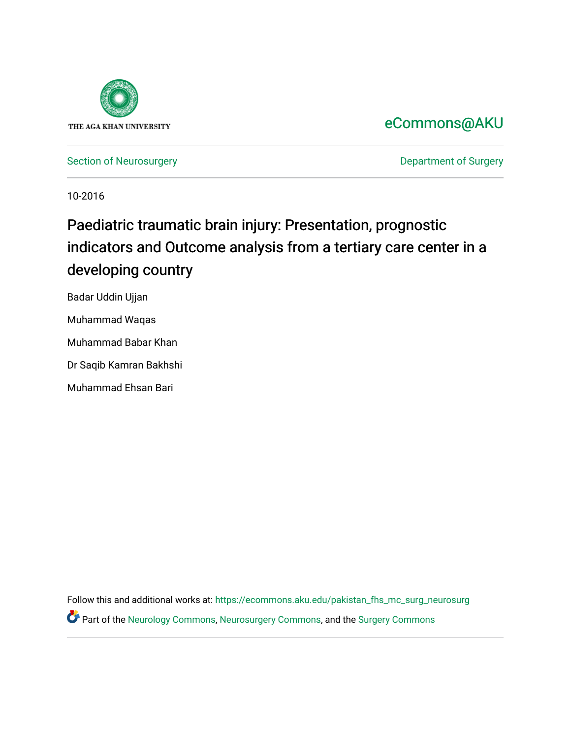THE AGA KHAN UNIVERSITY

eCommons@AKU

Section of Neurosurgery

Department of Surgery

10-2016

# Paediatric traumatic brain injury: Presentation, prognostic indicators and Outcome analysis from a tertiary care center in a developing country

Badar Uddin Ujjan

Muhammad Waqas

Muhammad Babar Khan

Dr Saqib Kamran Bakhshi

Muhammad Ehsan Bari

Follow this and additional works at: https://ecommons.aku.edu/pakistan_fhs_mc_surg_neurosurg

Part of the Neurology Commons, Neurosurgery Commons, and the Surgery Commons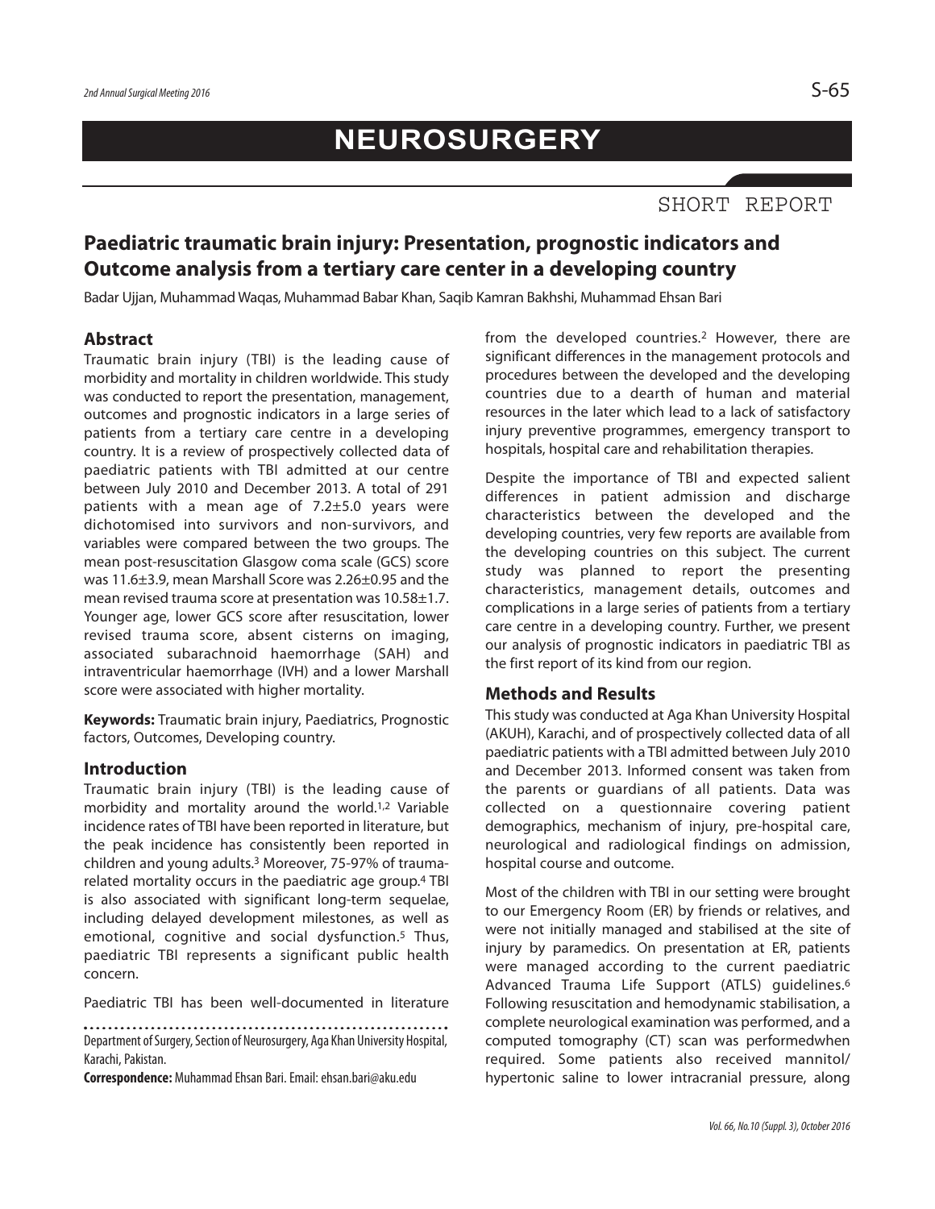# NEUROSURGERY

SHORT REPORT

## Paediatric traumatic brain injury: Presentation, prognostic indicators and Outcome analysis from a tertiary care center in a developing country

Badar Ujjan, Muhammad Waqas, Muhammad Babar Khan, Saqib Kamran Bakhshi, Muhammad Ehsan Bari

### Abstract

Traumatic brain injury (TBI) is the leading cause of morbidity and mortality in children worldwide. This study was conducted to report the presentation, management, outcomes and prognostic indicators in a large series of patients from a tertiary care centre in a developing country. It is a review of prospectively collected data of paediatric patients with TBI admitted at our centre between July 2010 and December 2013. A total of 291 patients with a mean age of 7.2±5.0 years were dichotomised into survivors and non-survivors, and variables were compared between the two groups. The mean post-resuscitation Glasgow coma scale (GCS) score was 11.6±3.9, mean Marshall Score was 2.26±0.95 and the mean revised trauma score at presentation was 10.58±1.7. Younger age, lower GCS score after resuscitation, lower revised trauma score, absent cisterns on imaging, associated subarachnoid haemorrhage (SAH) and intraventricular haemorrhage (IVH) and a lower Marshall score were associated with higher mortality.

**Keywords:** Traumatic brain injury, Paediatrics, Prognostic factors, Outcomes, Developing country.

### Introduction

Traumatic brain injury (TBI) is the leading cause of morbidity and mortality around the world.[1,2] Variable incidence rates of TBI have been reported in literature, but the peak incidence has consistently been reported in children and young adults.[3] Moreover, 75-97% of trauma-related mortality occurs in the paediatric age group.[4] TBI is also associated with significant long-term sequelae, including delayed development milestones, as well as emotional, cognitive and social dysfunction.[5] Thus, paediatric TBI represents a significant public health concern.

Paediatric TBI has been well-documented in literature from the developed countries.[2] However, there are significant differences in the management protocols and procedures between the developed and the developing countries due to a dearth of human and material resources in the later which lead to a lack of satisfactory injury preventive programmes, emergency transport to hospitals, hospital care and rehabilitation therapies.

Despite the importance of TBI and expected salient differences in patient admission and discharge characteristics between the developed and the developing countries, very few reports are available from the developing countries on this subject. The current study was planned to report the presenting characteristics, management details, outcomes and complications in a large series of patients from a tertiary care centre in a developing country. Further, we present our analysis of prognostic indicators in paediatric TBI as the first report of its kind from our region.

### Methods and Results

This study was conducted at Aga Khan University Hospital (AKUH), Karachi, and of prospectively collected data of all paediatric patients with a TBI admitted between July 2010 and December 2013. Informed consent was taken from the parents or guardians of all patients. Data was collected on a questionnaire covering patient demographics, mechanism of injury, pre-hospital care, neurological and radiological findings on admission, hospital course and outcome.

Most of the children with TBI in our setting were brought to our Emergency Room (ER) by friends or relatives, and were not initially managed and stabilised at the site of injury by paramedics. On presentation at ER, patients were managed according to the current paediatric Advanced Trauma Life Support (ATLS) guidelines.[6] Following resuscitation and hemodynamic stabilisation, a complete neurological examination was performed, and a computed tomography (CT) scan was performedwhen required. Some patients also received mannitol/ hypertonic saline to lower intracranial pressure, along

Department of Surgery, Section of Neurosurgery, Aga Khan University Hospital, Karachi, Pakistan.

**Correspondence:** Muhammad Ehsan Bari. Email: ehsan.bari@aku.edu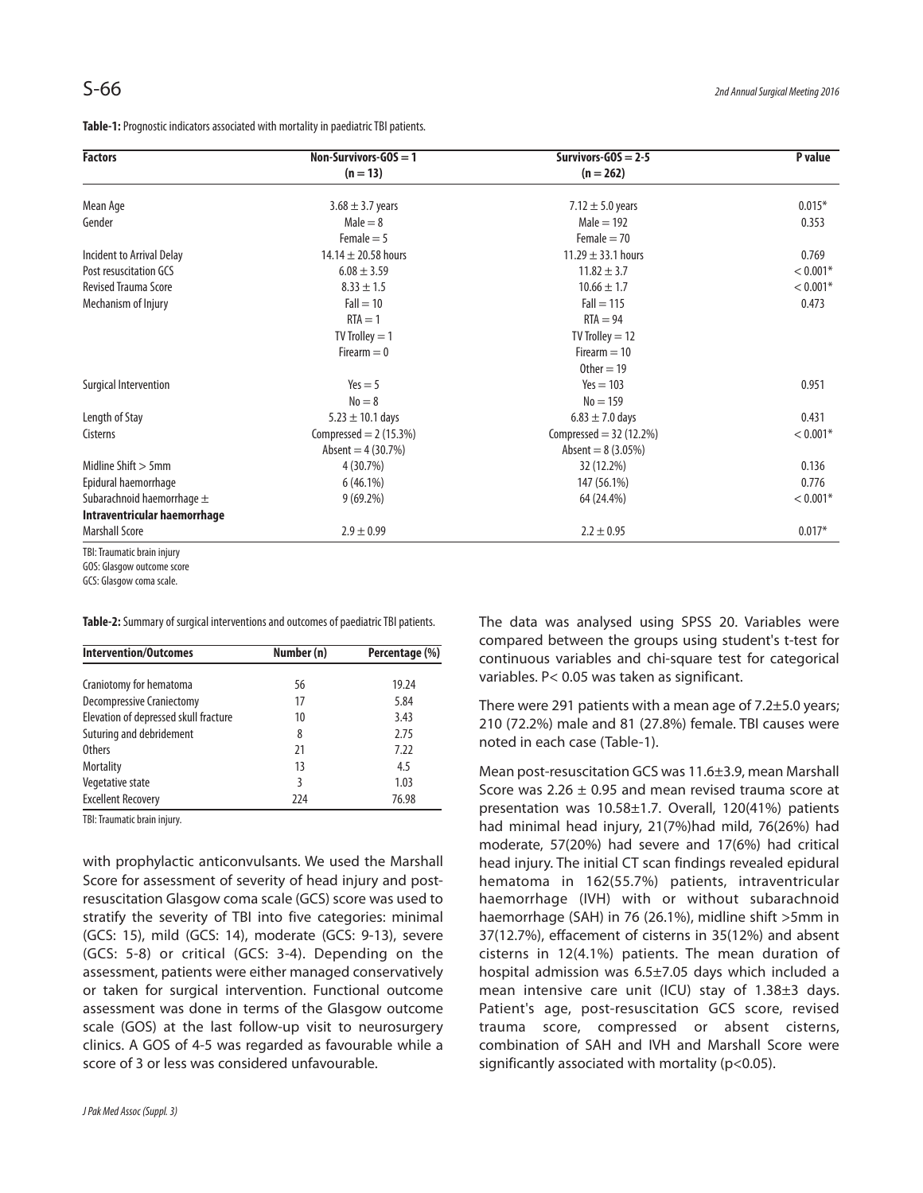**Table-1:** Prognostic indicators associated with mortality in paediatric TBI patients.

| Factors | Non-Survivors-GOS = 1 (n = 13) | Survivors-GOS = 2-5 (n = 262) | P value |
|---|---|---|---|
| Mean Age | 3.68 ± 3.7 years | 7.12 ± 5.0 years | 0.015* |
| Gender | Male = 8 | Male = 192 | 0.353 |
| | Female = 5 | Female = 70 | |
| Incident to Arrival Delay | 14.14 ± 20.58 hours | 11.29 ± 33.1 hours | 0.769 |
| Post resuscitation GCS | 6.08 ± 3.59 | 11.82 ± 3.7 | < 0.001* |
| Revised Trauma Score | 8.33 ± 1.5 | 10.66 ± 1.7 | < 0.001* |
| Mechanism of Injury | Fall = 10 | Fall = 115 | 0.473 |
| | RTA = 1 | RTA = 94 | |
| | TV Trolley = 1 | TV Trolley = 12 | |
| | Firearm = 0 | Firearm = 10 | |
| | | Other = 19 | |
| Surgical Intervention | Yes = 5 | Yes = 103 | 0.951 |
| | No = 8 | No = 159 | |
| Length of Stay | 5.23 ± 10.1 days | 6.83 ± 7.0 days | 0.431 |
| Cisterns | Compressed = 2 (15.3%) | Compressed = 32 (12.2%) | < 0.001* |
| | Absent = 4 (30.7%) | Absent = 8 (3.05%) | |
| Midline Shift > 5mm | 4 (30.7%) | 32 (12.2%) | 0.136 |
| Epidural haemorrhage | 6 (46.1%) | 147 (56.1%) | 0.776 |
| Subarachnoid haemorrhage ± **Intraventricular haemorrhage** | 9 (69.2%) | 64 (24.4%) | < 0.001* |
| Marshall Score | 2.9 ± 0.99 | 2.2 ± 0.95 | 0.017* |

TBI: Traumatic brain injury
GOS: Glasgow outcome score
GCS: Glasgow coma scale.

**Table-2:** Summary of surgical interventions and outcomes of paediatric TBI patients.

| Intervention/Outcomes | Number (n) | Percentage (%) |
|---|---|---|
| Craniotomy for hematoma | 56 | 19.24 |
| Decompressive Craniectomy | 17 | 5.84 |
| Elevation of depressed skull fracture | 10 | 3.43 |
| Suturing and debridement | 8 | 2.75 |
| Others | 21 | 7.22 |
| Mortality | 13 | 4.5 |
| Vegetative state | 3 | 1.03 |
| Excellent Recovery | 224 | 76.98 |

TBI: Traumatic brain injury.

with prophylactic anticonvulsants. We used the Marshall Score for assessment of severity of head injury and post-resuscitation Glasgow coma scale (GCS) score was used to stratify the severity of TBI into five categories: minimal (GCS: 15), mild (GCS: 14), moderate (GCS: 9-13), severe (GCS: 5-8) or critical (GCS: 3-4). Depending on the assessment, patients were either managed conservatively or taken for surgical intervention. Functional outcome assessment was done in terms of the Glasgow outcome scale (GOS) at the last follow-up visit to neurosurgery clinics. A GOS of 4-5 was regarded as favourable while a score of 3 or less was considered unfavourable.

The data was analysed using SPSS 20. Variables were compared between the groups using student's t-test for continuous variables and chi-square test for categorical variables. $P < 0.05$ was taken as significant.

There were 291 patients with a mean age of 7.2±5.0 years; 210 (72.2%) male and 81 (27.8%) female. TBI causes were noted in each case (Table-1).

Mean post-resuscitation GCS was 11.6±3.9, mean Marshall Score was 2.26 ± 0.95 and mean revised trauma score at presentation was 10.58±1.7. Overall, 120(41%) patients had minimal head injury, 21(7%)had mild, 76(26%) had moderate, 57(20%) had severe and 17(6%) had critical head injury. The initial CT scan findings revealed epidural hematoma in 162(55.7%) patients, intraventricular haemorrhage (IVH) with or without subarachnoid haemorrhage (SAH) in 76 (26.1%), midline shift >5mm in 37(12.7%), effacement of cisterns in 35(12%) and absent cisterns in 12(4.1%) patients. The mean duration of hospital admission was 6.5±7.05 days which included a mean intensive care unit (ICU) stay of 1.38±3 days. Patient's age, post-resuscitation GCS score, revised trauma score, compressed or absent cisterns, combination of SAH and IVH and Marshall Score were significantly associated with mortality ($p<0.05$).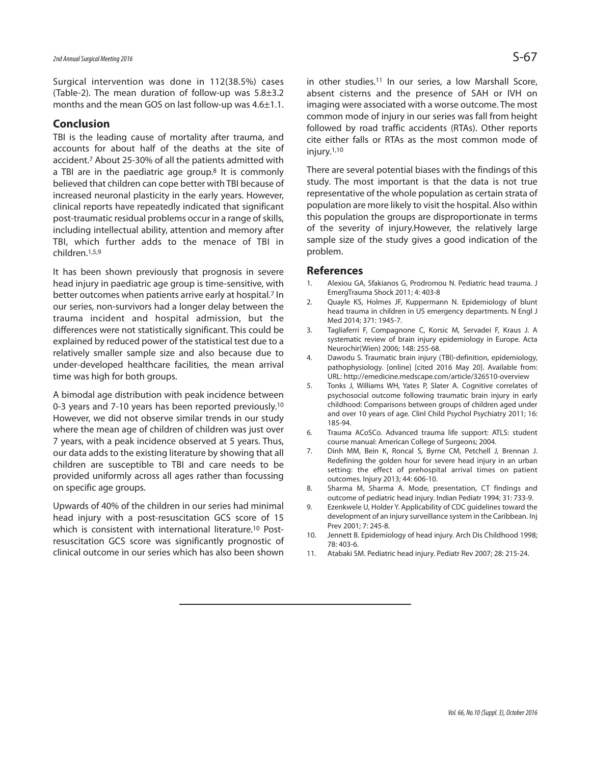Surgical intervention was done in 112(38.5%) cases (Table-2). The mean duration of follow-up was 5.8±3.2 months and the mean GOS on last follow-up was 4.6±1.1.

## Conclusion

TBI is the leading cause of mortality after trauma, and accounts for about half of the deaths at the site of accident.[7] About 25-30% of all the patients admitted with a TBI are in the paediatric age group.[8] It is commonly believed that children can cope better with TBI because of increased neuronal plasticity in the early years. However, clinical reports have repeatedly indicated that significant post-traumatic residual problems occur in a range of skills, including intellectual ability, attention and memory after TBI, which further adds to the menace of TBI in children.[1,5,9]

It has been shown previously that prognosis in severe head injury in paediatric age group is time-sensitive, with better outcomes when patients arrive early at hospital.[7] In our series, non-survivors had a longer delay between the trauma incident and hospital admission, but the differences were not statistically significant. This could be explained by reduced power of the statistical test due to a relatively smaller sample size and also because due to under-developed healthcare facilities, the mean arrival time was high for both groups.

A bimodal age distribution with peak incidence between 0-3 years and 7-10 years has been reported previously.[10] However, we did not observe similar trends in our study where the mean age of children of children was just over 7 years, with a peak incidence observed at 5 years. Thus, our data adds to the existing literature by showing that all children are susceptible to TBI and care needs to be provided uniformly across all ages rather than focussing on specific age groups.

Upwards of 40% of the children in our series had minimal head injury with a post-resuscitation GCS score of 15 which is consistent with international literature.[10] Post-resuscitation GCS score was significantly prognostic of clinical outcome in our series which has also been shown in other studies.[11] In our series, a low Marshall Score, absent cisterns and the presence of SAH or IVH on imaging were associated with a worse outcome. The most common mode of injury in our series was fall from height followed by road traffic accidents (RTAs). Other reports cite either falls or RTAs as the most common mode of injury.[1,10]

There are several potential biases with the findings of this study. The most important is that the data is not true representative of the whole population as certain strata of population are more likely to visit the hospital. Also within this population the groups are disproportionate in terms of the severity of injury.However, the relatively large sample size of the study gives a good indication of the problem.

## References

1. Alexiou GA, Sfakianos G, Prodromou N. Pediatric head trauma. J EmergTrauma Shock 2011; 4: 403-8
2. Quayle KS, Holmes JF, Kuppermann N. Epidemiology of blunt head trauma in children in US emergency departments. N Engl J Med 2014; 371: 1945-7.
3. Tagliaferri F, Compagnone C, Korsic M, Servadei F, Kraus J. A systematic review of brain injury epidemiology in Europe. Acta Neurochir(Wien) 2006; 148: 255-68.
4. Dawodu S. Traumatic brain injury (TBI)-definition, epidemiology, pathophysiology. [online] [cited 2016 May 20]. Available from: URL: http://emedicine.medscape.com/article/326510-overview
5. Tonks J, Williams WH, Yates P, Slater A. Cognitive correlates of psychosocial outcome following traumatic brain injury in early childhood: Comparisons between groups of children aged under and over 10 years of age. Clinl Child Psychol Psychiatry 2011; 16: 185-94.
6. Trauma ACoSCo. Advanced trauma life support: ATLS: student course manual: American College of Surgeons; 2004.
7. Dinh MM, Bein K, Roncal S, Byrne CM, Petchell J, Brennan J. Redefining the golden hour for severe head injury in an urban setting: the effect of prehospital arrival times on patient outcomes. Injury 2013; 44: 606-10.
8. Sharma M, Sharma A. Mode, presentation, CT findings and outcome of pediatric head injury. Indian Pediatr 1994; 31: 733-9.
9. Ezenkwele U, Holder Y. Applicability of CDC guidelines toward the development of an injury surveillance system in the Caribbean. Inj Prev 2001; 7: 245-8.
10. Jennett B. Epidemiology of head injury. Arch Dis Childhood 1998; 78: 403-6.
11. Atabaki SM. Pediatric head injury. Pediatr Rev 2007; 28: 215-24.